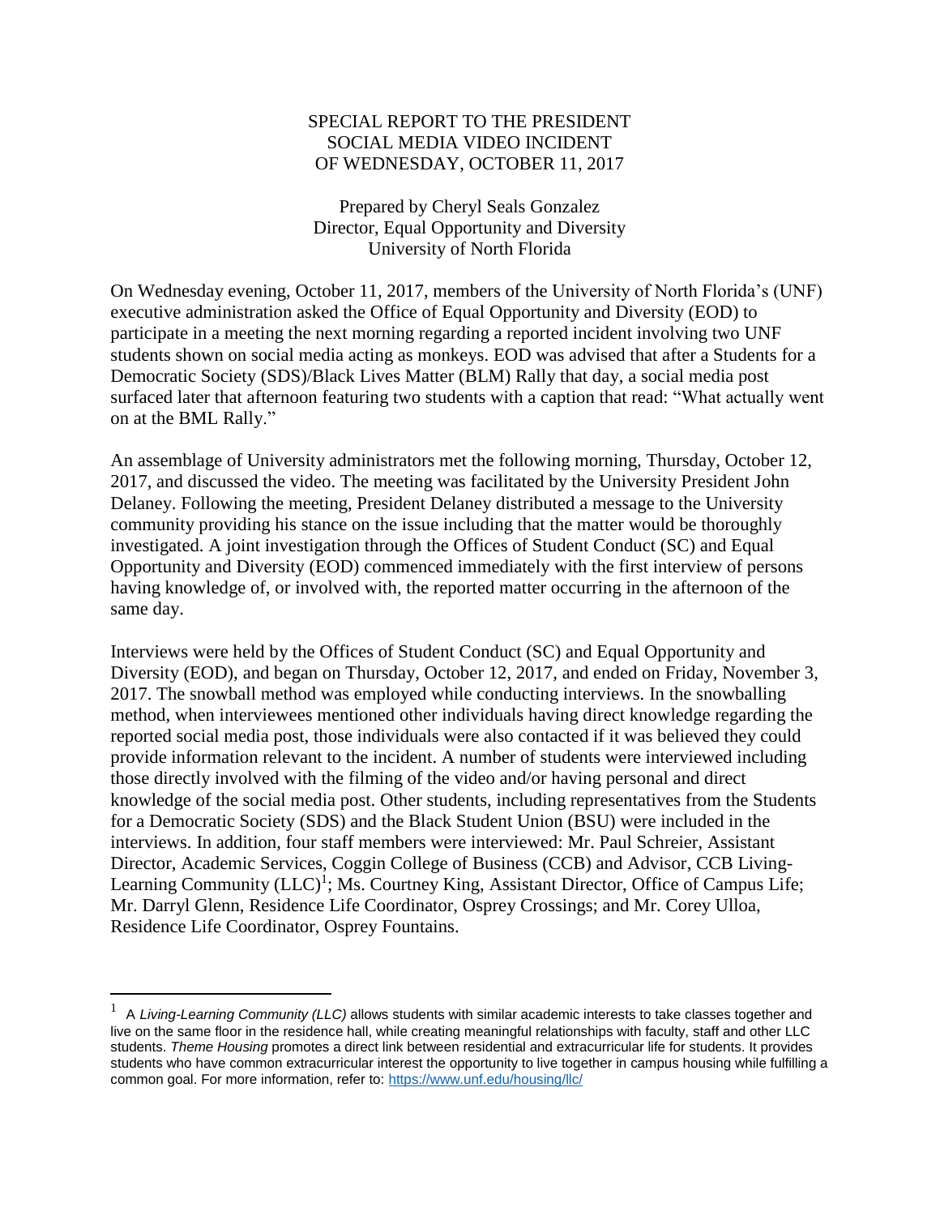# SPECIAL REPORT TO THE PRESIDENT
# SOCIAL MEDIA VIDEO INCIDENT
# OF WEDNESDAY, OCTOBER 11, 2017

Prepared by Cheryl Seals Gonzalez
Director, Equal Opportunity and Diversity
University of North Florida

On Wednesday evening, October 11, 2017, members of the University of North Florida's (UNF) executive administration asked the Office of Equal Opportunity and Diversity (EOD) to participate in a meeting the next morning regarding a reported incident involving two UNF students shown on social media acting as monkeys. EOD was advised that after a Students for a Democratic Society (SDS)/Black Lives Matter (BLM) Rally that day, a social media post surfaced later that afternoon featuring two students with a caption that read: "What actually went on at the BML Rally."

An assemblage of University administrators met the following morning, Thursday, October 12, 2017, and discussed the video. The meeting was facilitated by the University President John Delaney. Following the meeting, President Delaney distributed a message to the University community providing his stance on the issue including that the matter would be thoroughly investigated. A joint investigation through the Offices of Student Conduct (SC) and Equal Opportunity and Diversity (EOD) commenced immediately with the first interview of persons having knowledge of, or involved with, the reported matter occurring in the afternoon of the same day.

Interviews were held by the Offices of Student Conduct (SC) and Equal Opportunity and Diversity (EOD), and began on Thursday, October 12, 2017, and ended on Friday, November 3, 2017. The snowball method was employed while conducting interviews. In the snowballing method, when interviewees mentioned other individuals having direct knowledge regarding the reported social media post, those individuals were also contacted if it was believed they could provide information relevant to the incident. A number of students were interviewed including those directly involved with the filming of the video and/or having personal and direct knowledge of the social media post. Other students, including representatives from the Students for a Democratic Society (SDS) and the Black Student Union (BSU) were included in the interviews. In addition, four staff members were interviewed: Mr. Paul Schreier, Assistant Director, Academic Services, Coggin College of Business (CCB) and Advisor, CCB Living-Learning Community (LLC)[1]; Ms. Courtney King, Assistant Director, Office of Campus Life; Mr. Darryl Glenn, Residence Life Coordinator, Osprey Crossings; and Mr. Corey Ulloa, Residence Life Coordinator, Osprey Fountains.

---

[1] A *Living-Learning Community (LLC)* allows students with similar academic interests to take classes together and live on the same floor in the residence hall, while creating meaningful relationships with faculty, staff and other LLC students. *Theme Housing* promotes a direct link between residential and extracurricular life for students. It provides students who have common extracurricular interest the opportunity to live together in campus housing while fulfilling a common goal. For more information, refer to: https://www.unf.edu/housing/llc/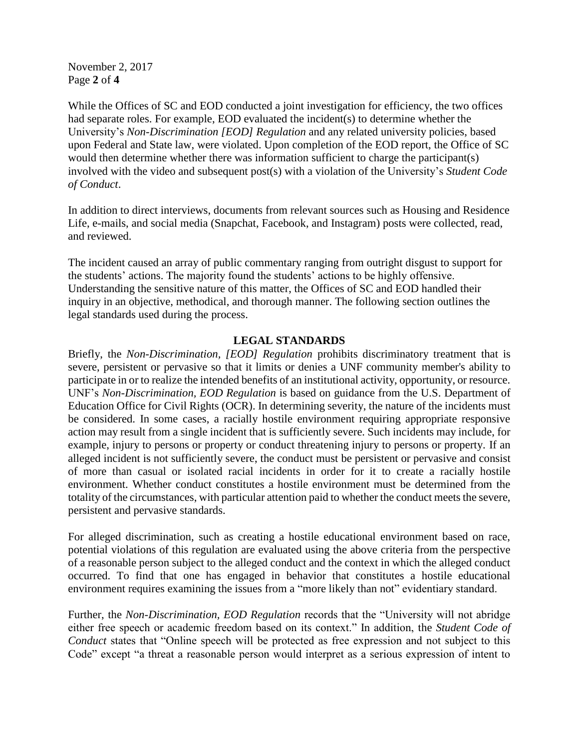While the Offices of SC and EOD conducted a joint investigation for efficiency, the two offices had separate roles. For example, EOD evaluated the incident(s) to determine whether the University's *Non-Discrimination [EOD] Regulation* and any related university policies, based upon Federal and State law, were violated. Upon completion of the EOD report, the Office of SC would then determine whether there was information sufficient to charge the participant(s) involved with the video and subsequent post(s) with a violation of the University's *Student Code of Conduct*.

In addition to direct interviews, documents from relevant sources such as Housing and Residence Life, e-mails, and social media (Snapchat, Facebook, and Instagram) posts were collected, read, and reviewed.

The incident caused an array of public commentary ranging from outright disgust to support for the students' actions. The majority found the students' actions to be highly offensive. Understanding the sensitive nature of this matter, the Offices of SC and EOD handled their inquiry in an objective, methodical, and thorough manner. The following section outlines the legal standards used during the process.

## LEGAL STANDARDS

Briefly, the *Non-Discrimination, [EOD] Regulation* prohibits discriminatory treatment that is severe, persistent or pervasive so that it limits or denies a UNF community member's ability to participate in or to realize the intended benefits of an institutional activity, opportunity, or resource. UNF's *Non-Discrimination, EOD Regulation* is based on guidance from the U.S. Department of Education Office for Civil Rights (OCR). In determining severity, the nature of the incidents must be considered. In some cases, a racially hostile environment requiring appropriate responsive action may result from a single incident that is sufficiently severe. Such incidents may include, for example, injury to persons or property or conduct threatening injury to persons or property. If an alleged incident is not sufficiently severe, the conduct must be persistent or pervasive and consist of more than casual or isolated racial incidents in order for it to create a racially hostile environment. Whether conduct constitutes a hostile environment must be determined from the totality of the circumstances, with particular attention paid to whether the conduct meets the severe, persistent and pervasive standards.

For alleged discrimination, such as creating a hostile educational environment based on race, potential violations of this regulation are evaluated using the above criteria from the perspective of a reasonable person subject to the alleged conduct and the context in which the alleged conduct occurred. To find that one has engaged in behavior that constitutes a hostile educational environment requires examining the issues from a "more likely than not" evidentiary standard.

Further, the *Non-Discrimination, EOD Regulation* records that the "University will not abridge either free speech or academic freedom based on its context." In addition, the *Student Code of Conduct* states that "Online speech will be protected as free expression and not subject to this Code" except "a threat a reasonable person would interpret as a serious expression of intent to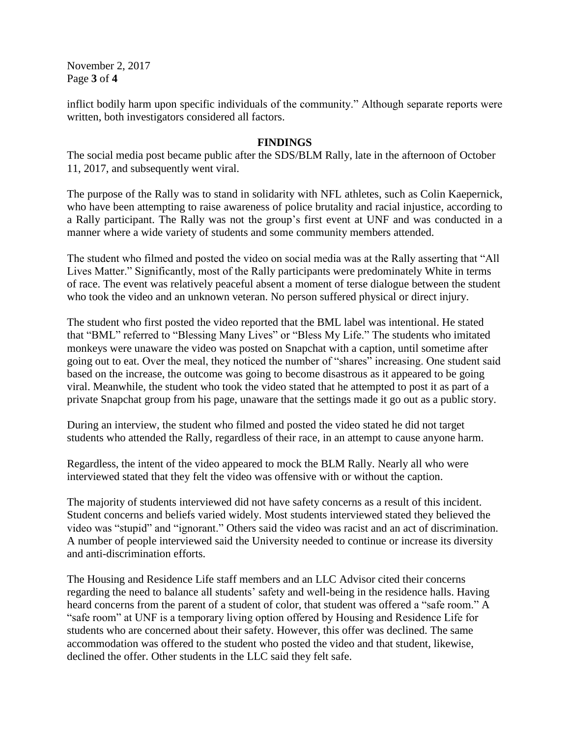inflict bodily harm upon specific individuals of the community." Although separate reports were written, both investigators considered all factors.

## FINDINGS

The social media post became public after the SDS/BLM Rally, late in the afternoon of October 11, 2017, and subsequently went viral.

The purpose of the Rally was to stand in solidarity with NFL athletes, such as Colin Kaepernick, who have been attempting to raise awareness of police brutality and racial injustice, according to a Rally participant. The Rally was not the group's first event at UNF and was conducted in a manner where a wide variety of students and some community members attended.

The student who filmed and posted the video on social media was at the Rally asserting that "All Lives Matter." Significantly, most of the Rally participants were predominately White in terms of race. The event was relatively peaceful absent a moment of terse dialogue between the student who took the video and an unknown veteran. No person suffered physical or direct injury.

The student who first posted the video reported that the BML label was intentional. He stated that "BML" referred to "Blessing Many Lives" or "Bless My Life." The students who imitated monkeys were unaware the video was posted on Snapchat with a caption, until sometime after going out to eat. Over the meal, they noticed the number of "shares" increasing. One student said based on the increase, the outcome was going to become disastrous as it appeared to be going viral. Meanwhile, the student who took the video stated that he attempted to post it as part of a private Snapchat group from his page, unaware that the settings made it go out as a public story.

During an interview, the student who filmed and posted the video stated he did not target students who attended the Rally, regardless of their race, in an attempt to cause anyone harm.

Regardless, the intent of the video appeared to mock the BLM Rally. Nearly all who were interviewed stated that they felt the video was offensive with or without the caption.

The majority of students interviewed did not have safety concerns as a result of this incident. Student concerns and beliefs varied widely. Most students interviewed stated they believed the video was "stupid" and "ignorant." Others said the video was racist and an act of discrimination. A number of people interviewed said the University needed to continue or increase its diversity and anti-discrimination efforts.

The Housing and Residence Life staff members and an LLC Advisor cited their concerns regarding the need to balance all students' safety and well-being in the residence halls. Having heard concerns from the parent of a student of color, that student was offered a "safe room." A "safe room" at UNF is a temporary living option offered by Housing and Residence Life for students who are concerned about their safety. However, this offer was declined. The same accommodation was offered to the student who posted the video and that student, likewise, declined the offer. Other students in the LLC said they felt safe.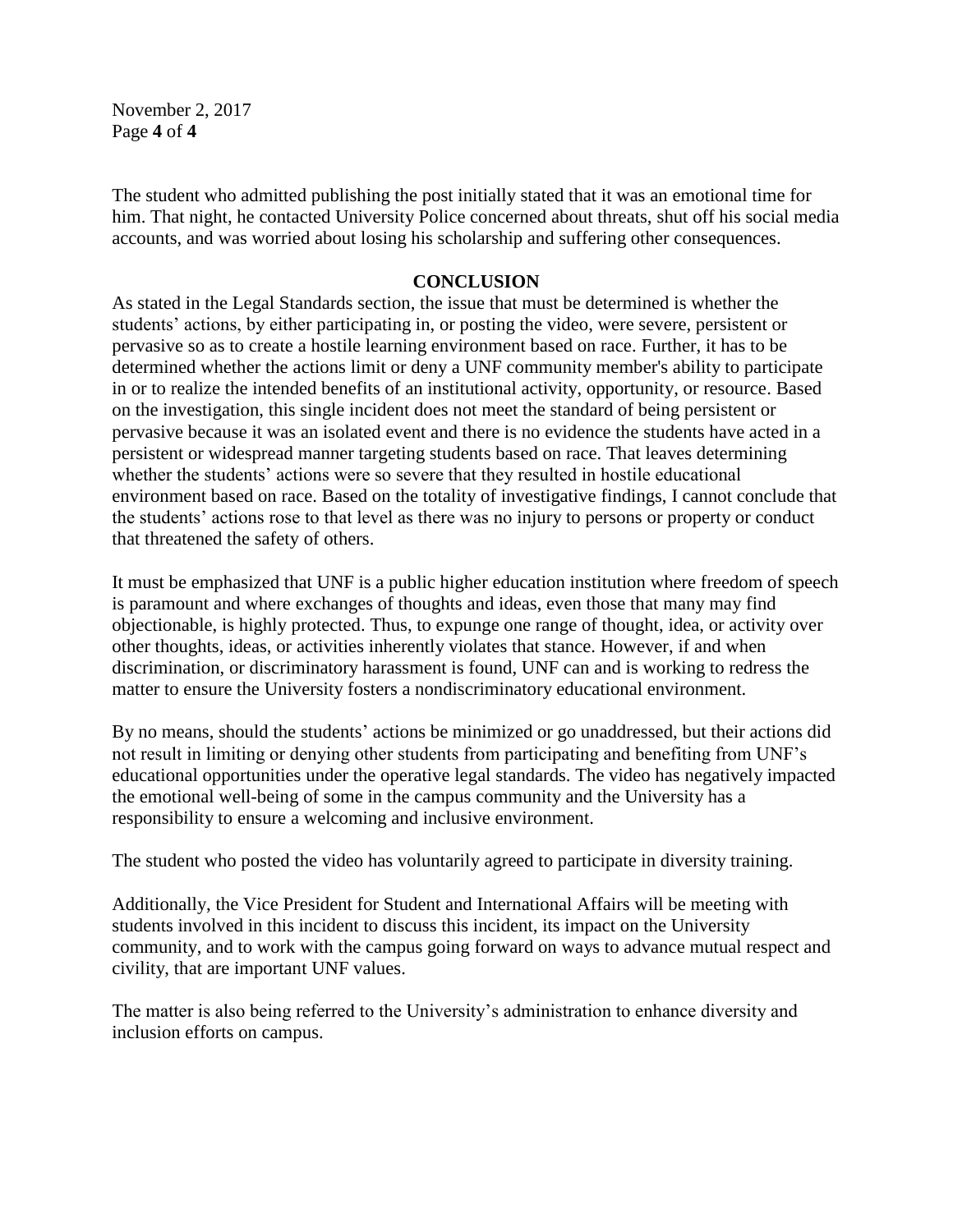The student who admitted publishing the post initially stated that it was an emotional time for him. That night, he contacted University Police concerned about threats, shut off his social media accounts, and was worried about losing his scholarship and suffering other consequences.

## CONCLUSION

As stated in the Legal Standards section, the issue that must be determined is whether the students' actions, by either participating in, or posting the video, were severe, persistent or pervasive so as to create a hostile learning environment based on race. Further, it has to be determined whether the actions limit or deny a UNF community member's ability to participate in or to realize the intended benefits of an institutional activity, opportunity, or resource. Based on the investigation, this single incident does not meet the standard of being persistent or pervasive because it was an isolated event and there is no evidence the students have acted in a persistent or widespread manner targeting students based on race. That leaves determining whether the students' actions were so severe that they resulted in hostile educational environment based on race. Based on the totality of investigative findings, I cannot conclude that the students' actions rose to that level as there was no injury to persons or property or conduct that threatened the safety of others.

It must be emphasized that UNF is a public higher education institution where freedom of speech is paramount and where exchanges of thoughts and ideas, even those that many may find objectionable, is highly protected. Thus, to expunge one range of thought, idea, or activity over other thoughts, ideas, or activities inherently violates that stance. However, if and when discrimination, or discriminatory harassment is found, UNF can and is working to redress the matter to ensure the University fosters a nondiscriminatory educational environment.

By no means, should the students' actions be minimized or go unaddressed, but their actions did not result in limiting or denying other students from participating and benefiting from UNF's educational opportunities under the operative legal standards. The video has negatively impacted the emotional well-being of some in the campus community and the University has a responsibility to ensure a welcoming and inclusive environment.

The student who posted the video has voluntarily agreed to participate in diversity training.

Additionally, the Vice President for Student and International Affairs will be meeting with students involved in this incident to discuss this incident, its impact on the University community, and to work with the campus going forward on ways to advance mutual respect and civility, that are important UNF values.

The matter is also being referred to the University's administration to enhance diversity and inclusion efforts on campus.